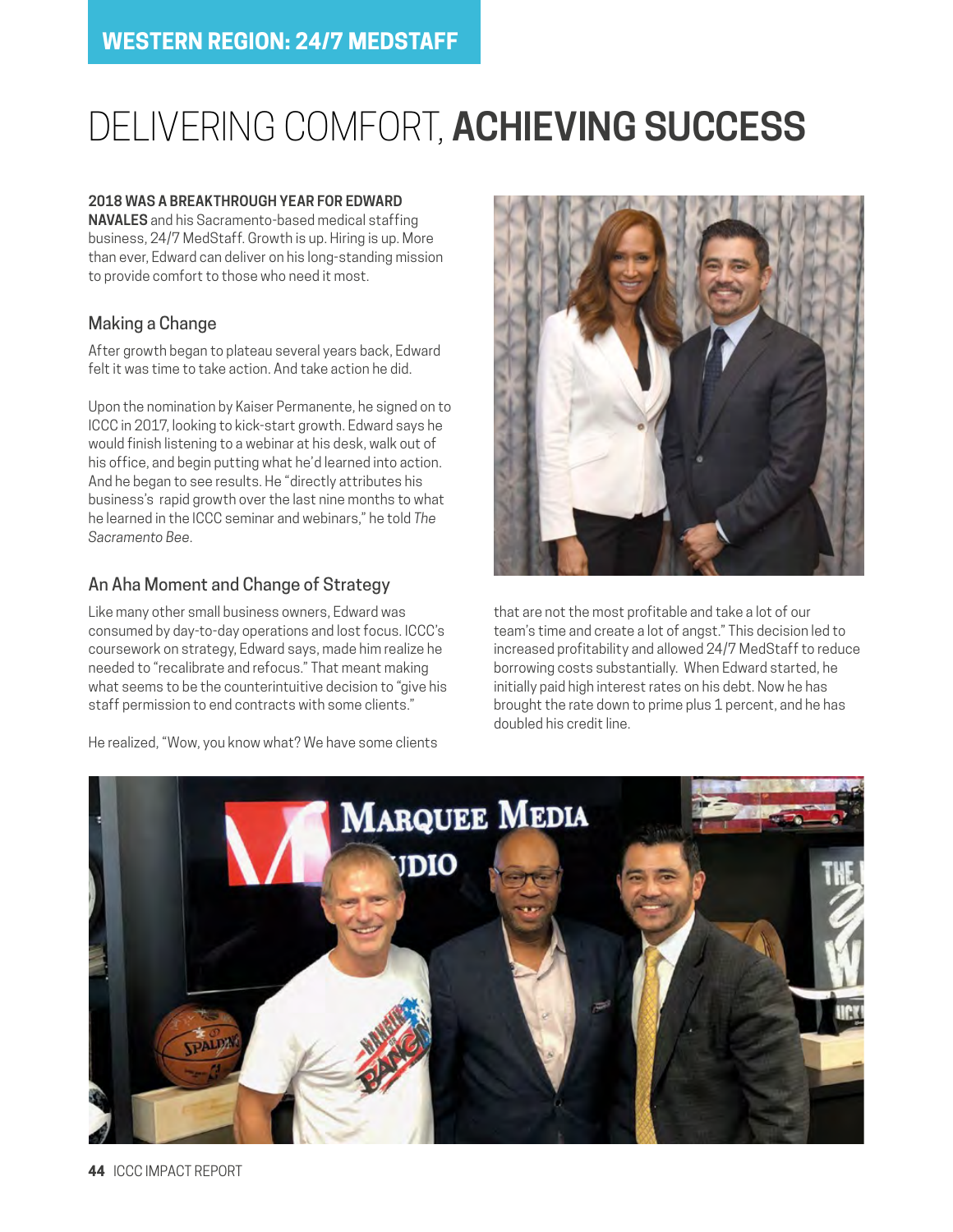## WESTERN REGION: 24/7 MEDSTAFF

# DELIVERING COMFORT, **ACHIEVING SUCCESS**

**2018 WAS A BREAKTHROUGH YEAR FOR EDWARD NAVALES** and his Sacramento-based medical staffing business, 24/7 MedStaff. Growth is up. Hiring is up. More than ever, Edward can deliver on his long-standing mission to provide comfort to those who need it most.

### Making a Change

After growth began to plateau several years back, Edward felt it was time to take action. And take action he did.

Upon the nomination by Kaiser Permanente, he signed on to ICCC in 2017, looking to kick-start growth. Edward says he would finish listening to a webinar at his desk, walk out of his office, and begin putting what he'd learned into action. And he began to see results. He "directly attributes his business's rapid growth over the last nine months to what he learned in the ICCC seminar and webinars," he told *The Sacramento Bee*.

### An Aha Moment and Change of Strategy

Like many other small business owners, Edward was consumed by day-to-day operations and lost focus. ICCC's coursework on strategy, Edward says, made him realize he needed to "recalibrate and refocus." That meant making what seems to be the counterintuitive decision to "give his staff permission to end contracts with some clients."

He realized, "Wow, you know what? We have some clients that are not the most profitable and take a lot of our team's time and create a lot of angst." This decision led to increased profitability and allowed 24/7 MedStaff to reduce borrowing costs substantially. When Edward started, he initially paid high interest rates on his debt. Now he has brought the rate down to prime plus 1 percent, and he has doubled his credit line.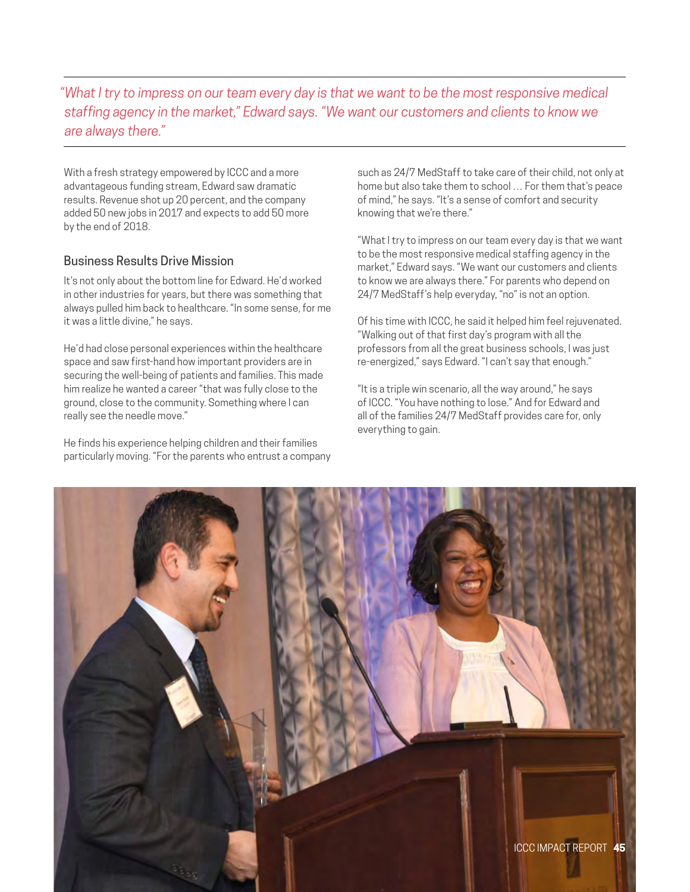*"What I try to impress on our team every day is that we want to be the most responsive medical staffing agency in the market," Edward says. "We want our customers and clients to know we are always there."*

With a fresh strategy empowered by ICCC and a more advantageous funding stream, Edward saw dramatic results. Revenue shot up 20 percent, and the company added 50 new jobs in 2017 and expects to add 50 more by the end of 2018.

## Business Results Drive Mission

It's not only about the bottom line for Edward. He'd worked in other industries for years, but there was something that always pulled him back to healthcare. "In some sense, for me it was a little divine," he says.

He'd had close personal experiences within the healthcare space and saw first-hand how important providers are in securing the well-being of patients and families. This made him realize he wanted a career "that was fully close to the ground, close to the community. Something where I can really see the needle move."

He finds his experience helping children and their families particularly moving. "For the parents who entrust a company such as 24/7 MedStaff to take care of their child, not only at home but also take them to school … For them that's peace of mind," he says. "It's a sense of comfort and security knowing that we're there."

"What I try to impress on our team every day is that we want to be the most responsive medical staffing agency in the market," Edward says. "We want our customers and clients to know we are always there." For parents who depend on 24/7 MedStaff's help everyday, "no" is not an option.

Of his time with ICCC, he said it helped him feel rejuvenated. "Walking out of that first day's program with all the professors from all the great business schools, I was just re-energized," says Edward. "I can't say that enough."

"It is a triple win scenario, all the way around," he says of ICCC. "You have nothing to lose." And for Edward and all of the families 24/7 MedStaff provides care for, only everything to gain.